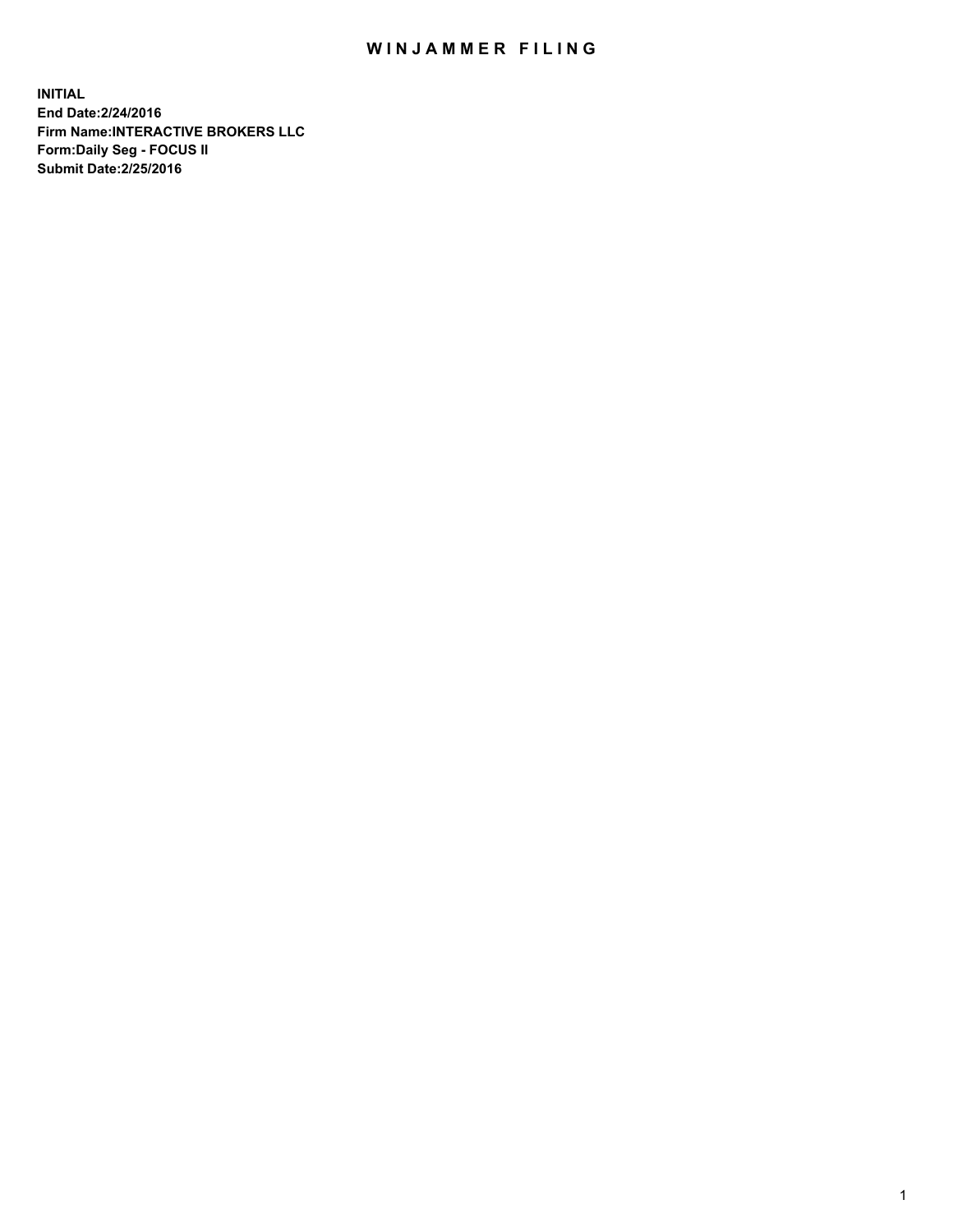# WINJAMMER FILING

**INITIAL**
**End Date:2/24/2016**
**Firm Name:INTERACTIVE BROKERS LLC**
**Form:Daily Seg - FOCUS II**
**Submit Date:2/25/2016**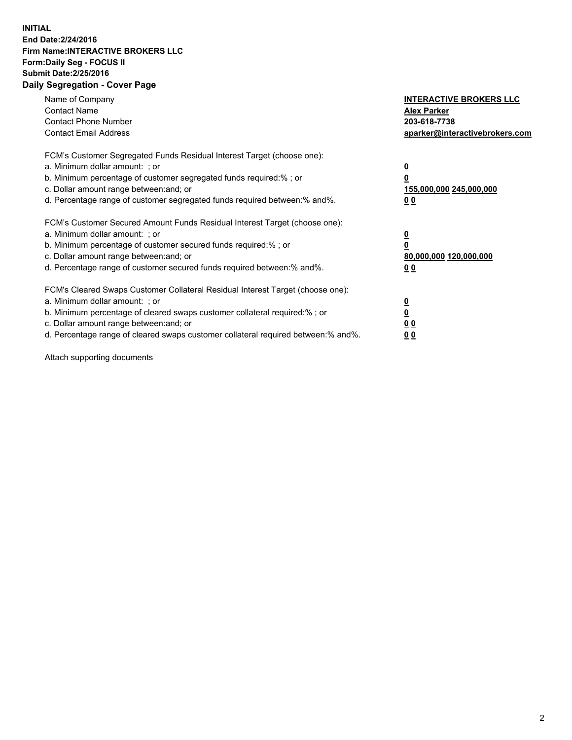**INITIAL**
**End Date:2/24/2016**
**Firm Name:INTERACTIVE BROKERS LLC**
**Form:Daily Seg - FOCUS II**
**Submit Date:2/25/2016**

## Daily Segregation - Cover Page

| | |
|---|---|
| Name of Company | **INTERACTIVE BROKERS LLC** |
| Contact Name | **Alex Parker** |
| Contact Phone Number | **203-618-7738** |
| Contact Email Address | **aparker@interactivebrokers.com** |

| | |
|---|---|
| FCM's Customer Segregated Funds Residual Interest Target (choose one): | |
| a. Minimum dollar amount: ; or | **0** |
| b. Minimum percentage of customer segregated funds required:% ; or | **0** |
| c. Dollar amount range between:and; or | **155,000,000 245,000,000** |
| d. Percentage range of customer segregated funds required between:% and%. | **0 0** |
| FCM's Customer Secured Amount Funds Residual Interest Target (choose one): | |
| a. Minimum dollar amount: ; or | **0** |
| b. Minimum percentage of customer secured funds required:% ; or | **0** |
| c. Dollar amount range between:and; or | **80,000,000 120,000,000** |
| d. Percentage range of customer secured funds required between:% and%. | **0 0** |
| FCM's Cleared Swaps Customer Collateral Residual Interest Target (choose one): | |
| a. Minimum dollar amount: ; or | **0** |
| b. Minimum percentage of cleared swaps customer collateral required:% ; or | **0** |
| c. Dollar amount range between:and; or | **0 0** |
| d. Percentage range of cleared swaps customer collateral required between:% and%. | **0 0** |

Attach supporting documents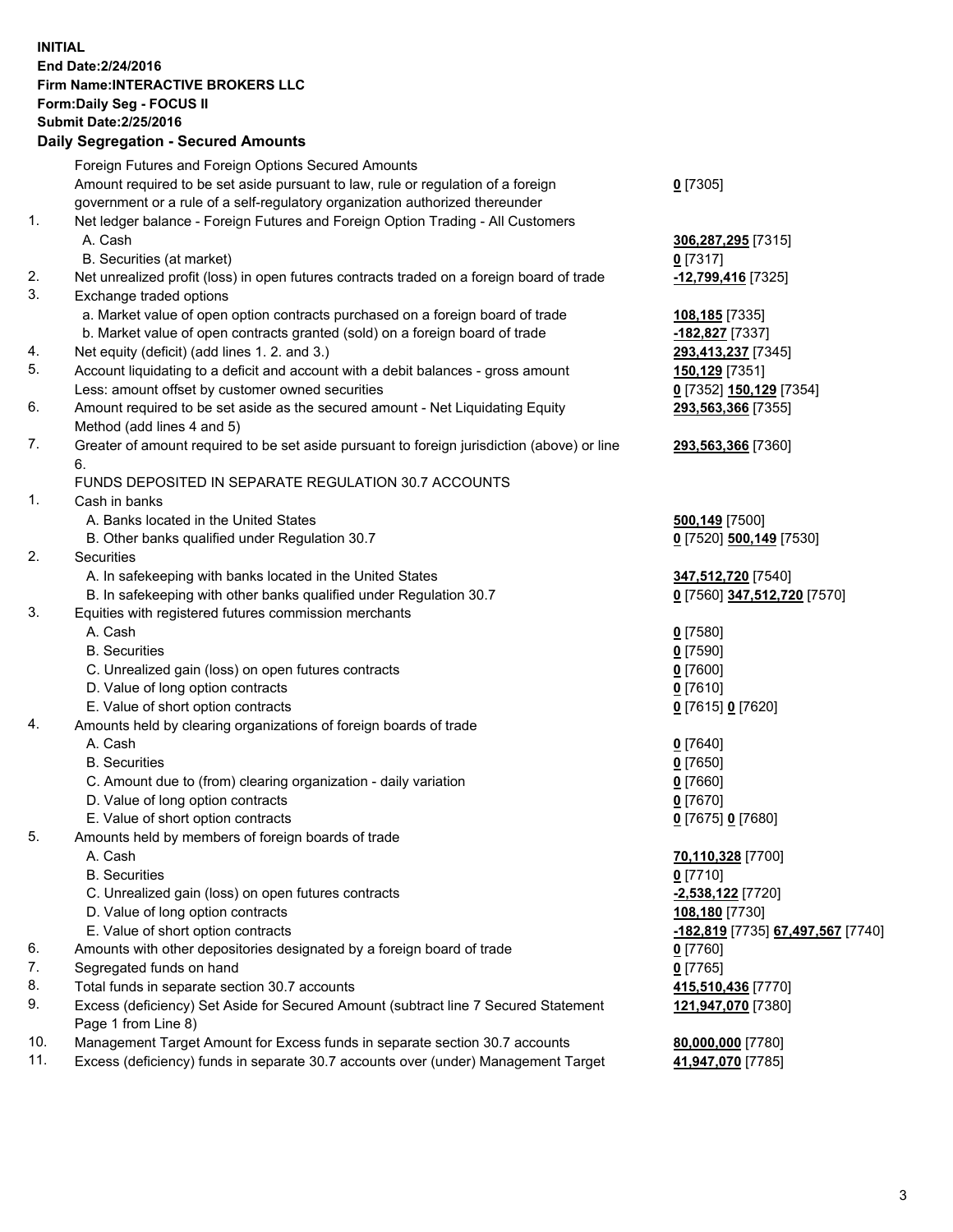**INITIAL**
**End Date:2/24/2016**
**Firm Name:INTERACTIVE BROKERS LLC**
**Form:Daily Seg - FOCUS II**
**Submit Date:2/25/2016**

## Daily Segregation - Secured Amounts

| | | |
|---|---|---|
| | Foreign Futures and Foreign Options Secured Amounts | |
| | Amount required to be set aside pursuant to law, rule or regulation of a foreign government or a rule of a self-regulatory organization authorized thereunder | **0** [7305] |
| 1. | Net ledger balance - Foreign Futures and Foreign Option Trading - All Customers | |
| | A. Cash | **306,287,295** [7315] |
| | B. Securities (at market) | **0** [7317] |
| 2. | Net unrealized profit (loss) in open futures contracts traded on a foreign board of trade | **-12,799,416** [7325] |
| 3. | Exchange traded options | |
| | a. Market value of open option contracts purchased on a foreign board of trade | **108,185** [7335] |
| | b. Market value of open contracts granted (sold) on a foreign board of trade | **-182,827** [7337] |
| 4. | Net equity (deficit) (add lines 1. 2. and 3.) | **293,413,237** [7345] |
| 5. | Account liquidating to a deficit and account with a debit balances - gross amount | **150,129** [7351] |
| | Less: amount offset by customer owned securities | **0** [7352] **150,129** [7354] |
| 6. | Amount required to be set aside as the secured amount - Net Liquidating Equity Method (add lines 4 and 5) | **293,563,366** [7355] |
| 7. | Greater of amount required to be set aside pursuant to foreign jurisdiction (above) or line 6. | **293,563,366** [7360] |
| | FUNDS DEPOSITED IN SEPARATE REGULATION 30.7 ACCOUNTS | |
| 1. | Cash in banks | |
| | A. Banks located in the United States | **500,149** [7500] |
| | B. Other banks qualified under Regulation 30.7 | **0** [7520] **500,149** [7530] |
| 2. | Securities | |
| | A. In safekeeping with banks located in the United States | **347,512,720** [7540] |
| | B. In safekeeping with other banks qualified under Regulation 30.7 | **0** [7560] **347,512,720** [7570] |
| 3. | Equities with registered futures commission merchants | |
| | A. Cash | **0** [7580] |
| | B. Securities | **0** [7590] |
| | C. Unrealized gain (loss) on open futures contracts | **0** [7600] |
| | D. Value of long option contracts | **0** [7610] |
| | E. Value of short option contracts | **0** [7615] **0** [7620] |
| 4. | Amounts held by clearing organizations of foreign boards of trade | |
| | A. Cash | **0** [7640] |
| | B. Securities | **0** [7650] |
| | C. Amount due to (from) clearing organization - daily variation | **0** [7660] |
| | D. Value of long option contracts | **0** [7670] |
| | E. Value of short option contracts | **0** [7675] **0** [7680] |
| 5. | Amounts held by members of foreign boards of trade | |
| | A. Cash | **70,110,328** [7700] |
| | B. Securities | **0** [7710] |
| | C. Unrealized gain (loss) on open futures contracts | **-2,538,122** [7720] |
| | D. Value of long option contracts | **108,180** [7730] |
| | E. Value of short option contracts | **-182,819** [7735] **67,497,567** [7740] |
| 6. | Amounts with other depositories designated by a foreign board of trade | **0** [7760] |
| 7. | Segregated funds on hand | **0** [7765] |
| 8. | Total funds in separate section 30.7 accounts | **415,510,436** [7770] |
| 9. | Excess (deficiency) Set Aside for Secured Amount (subtract line 7 Secured Statement Page 1 from Line 8) | **121,947,070** [7380] |
| 10. | Management Target Amount for Excess funds in separate section 30.7 accounts | **80,000,000** [7780] |
| 11. | Excess (deficiency) funds in separate 30.7 accounts over (under) Management Target | **41,947,070** [7785] |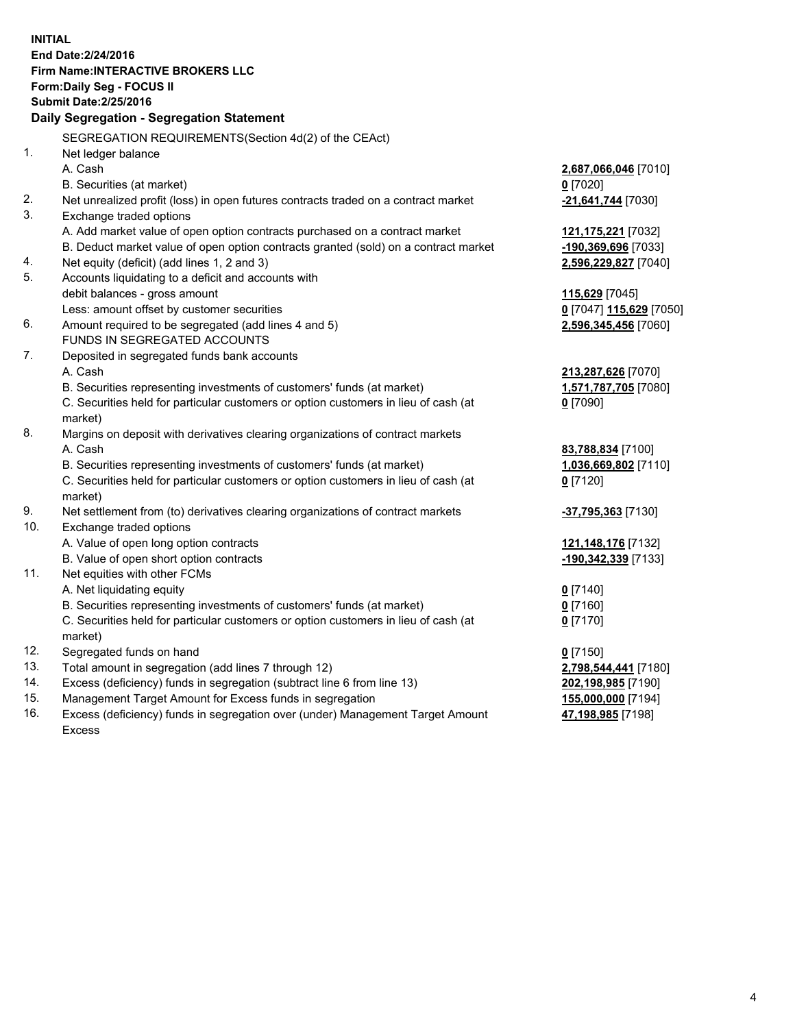**INITIAL**
**End Date:2/24/2016**
**Firm Name:INTERACTIVE BROKERS LLC**
**Form:Daily Seg - FOCUS II**
**Submit Date:2/25/2016**

## Daily Segregation - Segregation Statement

| | | |
|---|---|---|
| | SEGREGATION REQUIREMENTS(Section 4d(2) of the CEAct) | |
| 1. | Net ledger balance | |
| | A. Cash | **2,687,066,046** [7010] |
| | B. Securities (at market) | **0** [7020] |
| 2. | Net unrealized profit (loss) in open futures contracts traded on a contract market | **-21,641,744** [7030] |
| 3. | Exchange traded options | |
| | A. Add market value of open option contracts purchased on a contract market | **121,175,221** [7032] |
| | B. Deduct market value of open option contracts granted (sold) on a contract market | **-190,369,696** [7033] |
| 4. | Net equity (deficit) (add lines 1, 2 and 3) | **2,596,229,827** [7040] |
| 5. | Accounts liquidating to a deficit and accounts with debit balances - gross amount | **115,629** [7045] |
| | Less: amount offset by customer securities | **0** [7047] **115,629** [7050] |
| 6. | Amount required to be segregated (add lines 4 and 5) | **2,596,345,456** [7060] |
| | FUNDS IN SEGREGATED ACCOUNTS | |
| 7. | Deposited in segregated funds bank accounts | |
| | A. Cash | **213,287,626** [7070] |
| | B. Securities representing investments of customers' funds (at market) | **1,571,787,705** [7080] |
| | C. Securities held for particular customers or option customers in lieu of cash (at market) | **0** [7090] |
| 8. | Margins on deposit with derivatives clearing organizations of contract markets | |
| | A. Cash | **83,788,834** [7100] |
| | B. Securities representing investments of customers' funds (at market) | **1,036,669,802** [7110] |
| | C. Securities held for particular customers or option customers in lieu of cash (at market) | **0** [7120] |
| 9. | Net settlement from (to) derivatives clearing organizations of contract markets | **-37,795,363** [7130] |
| 10. | Exchange traded options | |
| | A. Value of open long option contracts | **121,148,176** [7132] |
| | B. Value of open short option contracts | **-190,342,339** [7133] |
| 11. | Net equities with other FCMs | |
| | A. Net liquidating equity | **0** [7140] |
| | B. Securities representing investments of customers' funds (at market) | **0** [7160] |
| | C. Securities held for particular customers or option customers in lieu of cash (at market) | **0** [7170] |
| 12. | Segregated funds on hand | **0** [7150] |
| 13. | Total amount in segregation (add lines 7 through 12) | **2,798,544,441** [7180] |
| 14. | Excess (deficiency) funds in segregation (subtract line 6 from line 13) | **202,198,985** [7190] |
| 15. | Management Target Amount for Excess funds in segregation | **155,000,000** [7194] |
| 16. | Excess (deficiency) funds in segregation over (under) Management Target Amount Excess | **47,198,985** [7198] |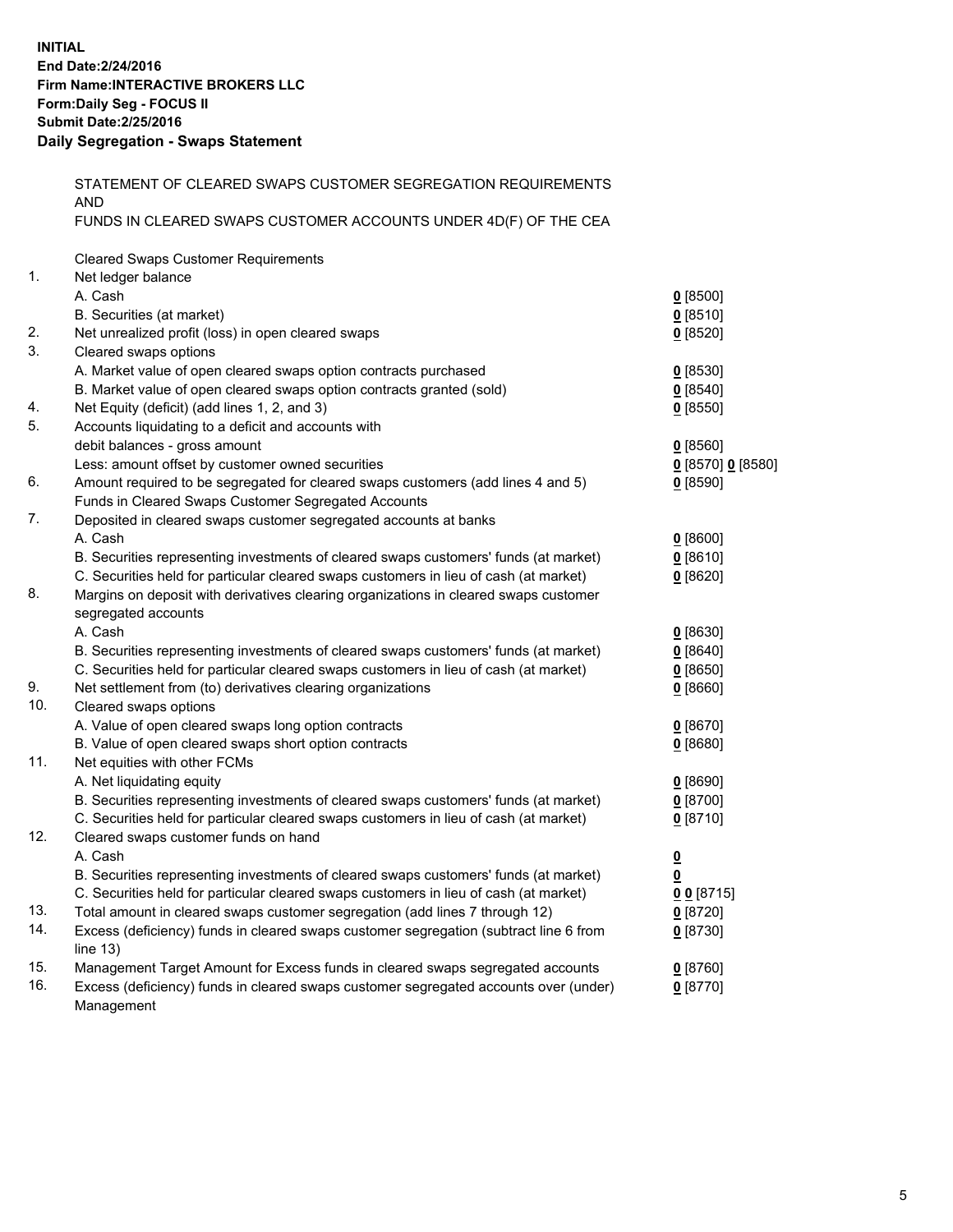**INITIAL**
**End Date:2/24/2016**
**Firm Name:INTERACTIVE BROKERS LLC**
**Form:Daily Seg - FOCUS II**
**Submit Date:2/25/2016**
**Daily Segregation - Swaps Statement**

STATEMENT OF CLEARED SWAPS CUSTOMER SEGREGATION REQUIREMENTS
AND
FUNDS IN CLEARED SWAPS CUSTOMER ACCOUNTS UNDER 4D(F) OF THE CEA

| | | |
|---|---|---|
| | Cleared Swaps Customer Requirements | |
| 1. | Net ledger balance | |
| | A. Cash | 0 [8500] |
| | B. Securities (at market) | 0 [8510] |
| 2. | Net unrealized profit (loss) in open cleared swaps | 0 [8520] |
| 3. | Cleared swaps options | |
| | A. Market value of open cleared swaps option contracts purchased | 0 [8530] |
| | B. Market value of open cleared swaps option contracts granted (sold) | 0 [8540] |
| 4. | Net Equity (deficit) (add lines 1, 2, and 3) | 0 [8550] |
| 5. | Accounts liquidating to a deficit and accounts with | |
| | debit balances - gross amount | 0 [8560] |
| | Less: amount offset by customer owned securities | 0 [8570] 0 [8580] |
| 6. | Amount required to be segregated for cleared swaps customers (add lines 4 and 5) | 0 [8590] |
| | Funds in Cleared Swaps Customer Segregated Accounts | |
| 7. | Deposited in cleared swaps customer segregated accounts at banks | |
| | A. Cash | 0 [8600] |
| | B. Securities representing investments of cleared swaps customers' funds (at market) | 0 [8610] |
| | C. Securities held for particular cleared swaps customers in lieu of cash (at market) | 0 [8620] |
| 8. | Margins on deposit with derivatives clearing organizations in cleared swaps customer segregated accounts | |
| | A. Cash | 0 [8630] |
| | B. Securities representing investments of cleared swaps customers' funds (at market) | 0 [8640] |
| | C. Securities held for particular cleared swaps customers in lieu of cash (at market) | 0 [8650] |
| 9. | Net settlement from (to) derivatives clearing organizations | 0 [8660] |
| 10. | Cleared swaps options | |
| | A. Value of open cleared swaps long option contracts | 0 [8670] |
| | B. Value of open cleared swaps short option contracts | 0 [8680] |
| 11. | Net equities with other FCMs | |
| | A. Net liquidating equity | 0 [8690] |
| | B. Securities representing investments of cleared swaps customers' funds (at market) | 0 [8700] |
| | C. Securities held for particular cleared swaps customers in lieu of cash (at market) | 0 [8710] |
| 12. | Cleared swaps customer funds on hand | |
| | A. Cash | 0 |
| | B. Securities representing investments of cleared swaps customers' funds (at market) | 0 |
| | C. Securities held for particular cleared swaps customers in lieu of cash (at market) | 0 0 [8715] |
| 13. | Total amount in cleared swaps customer segregation (add lines 7 through 12) | 0 [8720] |
| 14. | Excess (deficiency) funds in cleared swaps customer segregation (subtract line 6 from line 13) | 0 [8730] |
| 15. | Management Target Amount for Excess funds in cleared swaps segregated accounts | 0 [8760] |
| 16. | Excess (deficiency) funds in cleared swaps customer segregated accounts over (under) Management | 0 [8770] |